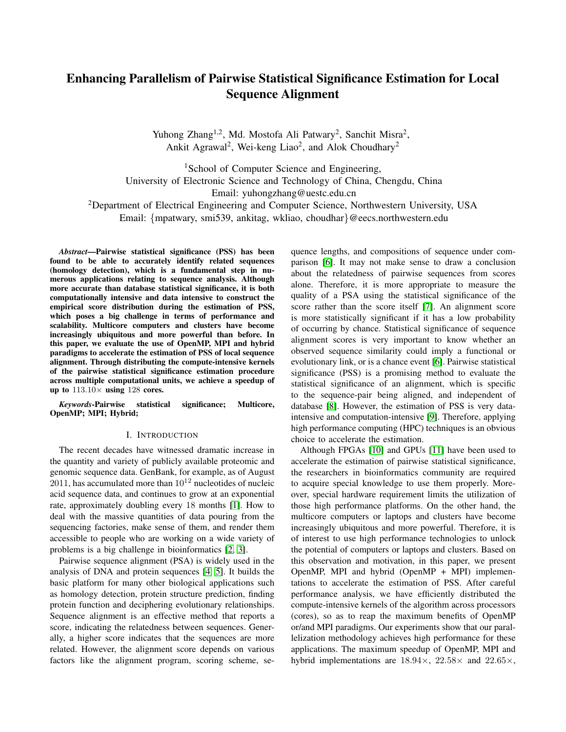# Enhancing Parallelism of Pairwise Statistical Significance Estimation for Local Sequence Alignment

Yuhong Zhang[1,2], Md. Mostofa Ali Patwary[2], Sanchit Misra[2], Ankit Agrawal[2], Wei-keng Liao[2], and Alok Choudhary[2]

[1]School of Computer Science and Engineering,
University of Electronic Science and Technology of China, Chengdu, China
Email: yuhongzhang@uestc.edu.cn

[2]Department of Electrical Engineering and Computer Science, Northwestern University, USA
Email: {mpatwary, smi539, ankitag, wkliao, choudhar}@eecs.northwestern.edu

***Abstract*—Pairwise statistical significance (PSS) has been found to be able to accurately identify related sequences (homology detection), which is a fundamental step in numerous applications relating to sequence analysis. Although more accurate than database statistical significance, it is both computationally intensive and data intensive to construct the empirical score distribution during the estimation of PSS, which poses a big challenge in terms of performance and scalability. Multicore computers and clusters have become increasingly ubiquitous and more powerful than before. In this paper, we evaluate the use of OpenMP, MPI and hybrid paradigms to accelerate the estimation of PSS of local sequence alignment. Through distributing the compute-intensive kernels of the pairwise statistical significance estimation procedure across multiple computational units, we achieve a speedup of up to $113.10\times$ using $128$ cores.**

***Keywords*-Pairwise statistical significance; Multicore, OpenMP; MPI; Hybrid;**

## I. Introduction

The recent decades have witnessed dramatic increase in the quantity and variety of publicly available proteomic and genomic sequence data. GenBank, for example, as of August 2011, has accumulated more than $10^{12}$ nucleotides of nucleic acid sequence data, and continues to grow at an exponential rate, approximately doubling every 18 months [1]. How to deal with the massive quantities of data pouring from the sequencing factories, make sense of them, and render them accessible to people who are working on a wide variety of problems is a big challenge in bioinformatics [2, 3].

Pairwise sequence alignment (PSA) is widely used in the analysis of DNA and protein sequences [4, 5]. It builds the basic platform for many other biological applications such as homology detection, protein structure prediction, finding protein function and deciphering evolutionary relationships. Sequence alignment is an effective method that reports a score, indicating the relatedness between sequences. Generally, a higher score indicates that the sequences are more related. However, the alignment score depends on various factors like the alignment program, scoring scheme, sequence lengths, and compositions of sequence under comparison [6]. It may not make sense to draw a conclusion about the relatedness of pairwise sequences from scores alone. Therefore, it is more appropriate to measure the quality of a PSA using the statistical significance of the score rather than the score itself [7]. An alignment score is more statistically significant if it has a low probability of occurring by chance. Statistical significance of sequence alignment scores is very important to know whether an observed sequence similarity could imply a functional or evolutionary link, or is a chance event [6]. Pairwise statistical significance (PSS) is a promising method to evaluate the statistical significance of an alignment, which is specific to the sequence-pair being aligned, and independent of database [8]. However, the estimation of PSS is very data-intensive and computation-intensive [9]. Therefore, applying high performance computing (HPC) techniques is an obvious choice to accelerate the estimation.

Although FPGAs [10] and GPUs [11] have been used to accelerate the estimation of pairwise statistical significance, the researchers in bioinformatics community are required to acquire special knowledge to use them properly. Moreover, special hardware requirement limits the utilization of those high performance platforms. On the other hand, the multicore computers or laptops and clusters have become increasingly ubiquitous and more powerful. Therefore, it is of interest to use high performance technologies to unlock the potential of computers or laptops and clusters. Based on this observation and motivation, in this paper, we present OpenMP, MPI and hybrid (OpenMP + MPI) implementations to accelerate the estimation of PSS. After careful performance analysis, we have efficiently distributed the compute-intensive kernels of the algorithm across processors (cores), so as to reap the maximum benefits of OpenMP or/and MPI paradigms. Our experiments show that our parallelization methodology achieves high performance for these applications. The maximum speedup of OpenMP, MPI and hybrid implementations are $18.94\times$, $22.58\times$ and $22.65\times$,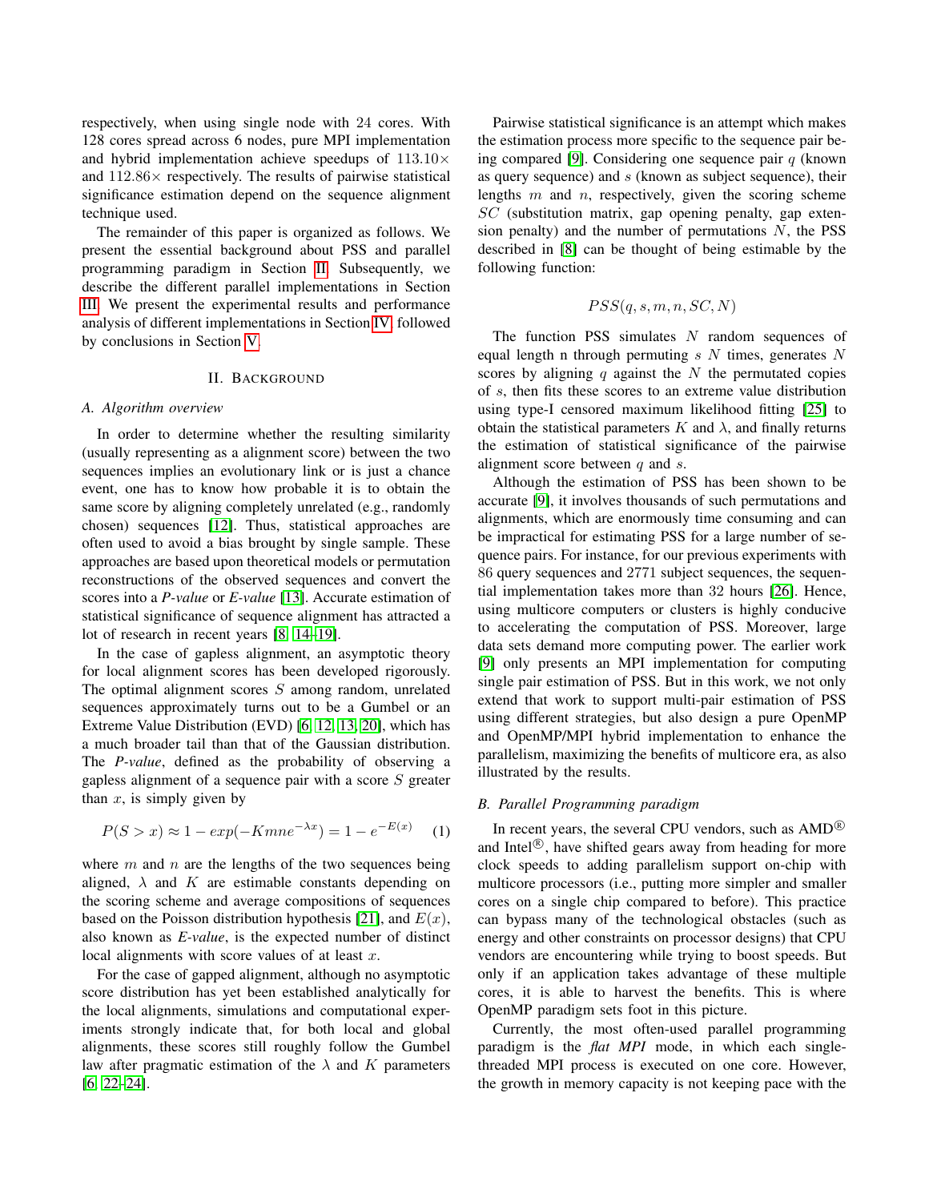respectively, when using single node with 24 cores. With 128 cores spread across 6 nodes, pure MPI implementation and hybrid implementation achieve speedups of $113.10\times$ and $112.86\times$ respectively. The results of pairwise statistical significance estimation depend on the sequence alignment technique used.

The remainder of this paper is organized as follows. We present the essential background about PSS and parallel programming paradigm in Section II. Subsequently, we describe the different parallel implementations in Section III. We present the experimental results and performance analysis of different implementations in Section IV followed by conclusions in Section V.

## II. Background

### A. Algorithm overview

In order to determine whether the resulting similarity (usually representing as a alignment score) between the two sequences implies an evolutionary link or is just a chance event, one has to know how probable it is to obtain the same score by aligning completely unrelated (e.g., randomly chosen) sequences [12]. Thus, statistical approaches are often used to avoid a bias brought by single sample. These approaches are based upon theoretical models or permutation reconstructions of the observed sequences and convert the scores into a *P-value* or *E-value* [13]. Accurate estimation of statistical significance of sequence alignment has attracted a lot of research in recent years [8, 14–19].

In the case of gapless alignment, an asymptotic theory for local alignment scores has been developed rigorously. The optimal alignment scores $S$ among random, unrelated sequences approximately turns out to be a Gumbel or an Extreme Value Distribution (EVD) [6, 12, 13, 20], which has a much broader tail than that of the Gaussian distribution. The *P-value*, defined as the probability of observing a gapless alignment of a sequence pair with a score $S$ greater than $x$, is simply given by

$$P(S > x) \approx 1 - exp(-Kmne^{-\lambda x}) = 1 - e^{-E(x)} \quad (1)$$

where $m$ and $n$ are the lengths of the two sequences being aligned, $\lambda$ and $K$ are estimable constants depending on the scoring scheme and average compositions of sequences based on the Poisson distribution hypothesis [21], and $E(x)$, also known as *E-value*, is the expected number of distinct local alignments with score values of at least $x$.

For the case of gapped alignment, although no asymptotic score distribution has yet been established analytically for the local alignments, simulations and computational experiments strongly indicate that, for both local and global alignments, these scores still roughly follow the Gumbel law after pragmatic estimation of the $\lambda$ and $K$ parameters [6, 22–24].

Pairwise statistical significance is an attempt which makes the estimation process more specific to the sequence pair being compared [9]. Considering one sequence pair $q$ (known as query sequence) and $s$ (known as subject sequence), their lengths $m$ and $n$, respectively, given the scoring scheme $SC$ (substitution matrix, gap opening penalty, gap extension penalty) and the number of permutations $N$, the PSS described in [8] can be thought of being estimable by the following function:

$$PSS(q, s, m, n, SC, N)$$

The function PSS simulates $N$ random sequences of equal length n through permuting $s$ $N$ times, generates $N$ scores by aligning $q$ against the $N$ the permutated copies of $s$, then fits these scores to an extreme value distribution using type-I censored maximum likelihood fitting [25] to obtain the statistical parameters $K$ and $\lambda$, and finally returns the estimation of statistical significance of the pairwise alignment score between $q$ and $s$.

Although the estimation of PSS has been shown to be accurate [9], it involves thousands of such permutations and alignments, which are enormously time consuming and can be impractical for estimating PSS for a large number of sequence pairs. For instance, for our previous experiments with 86 query sequences and 2771 subject sequences, the sequential implementation takes more than 32 hours [26]. Hence, using multicore computers or clusters is highly conducive to accelerating the computation of PSS. Moreover, large data sets demand more computing power. The earlier work [9] only presents an MPI implementation for computing single pair estimation of PSS. But in this work, we not only extend that work to support multi-pair estimation of PSS using different strategies, but also design a pure OpenMP and OpenMP/MPI hybrid implementation to enhance the parallelism, maximizing the benefits of multicore era, as also illustrated by the results.

### B. Parallel Programming paradigm

In recent years, the several CPU vendors, such as AMD® and Intel®, have shifted gears away from heading for more clock speeds to adding parallelism support on-chip with multicore processors (i.e., putting more simpler and smaller cores on a single chip compared to before). This practice can bypass many of the technological obstacles (such as energy and other constraints on processor designs) that CPU vendors are encountering while trying to boost speeds. But only if an application takes advantage of these multiple cores, it is able to harvest the benefits. This is where OpenMP paradigm sets foot in this picture.

Currently, the most often-used parallel programming paradigm is the *flat MPI* mode, in which each single-threaded MPI process is executed on one core. However, the growth in memory capacity is not keeping pace with the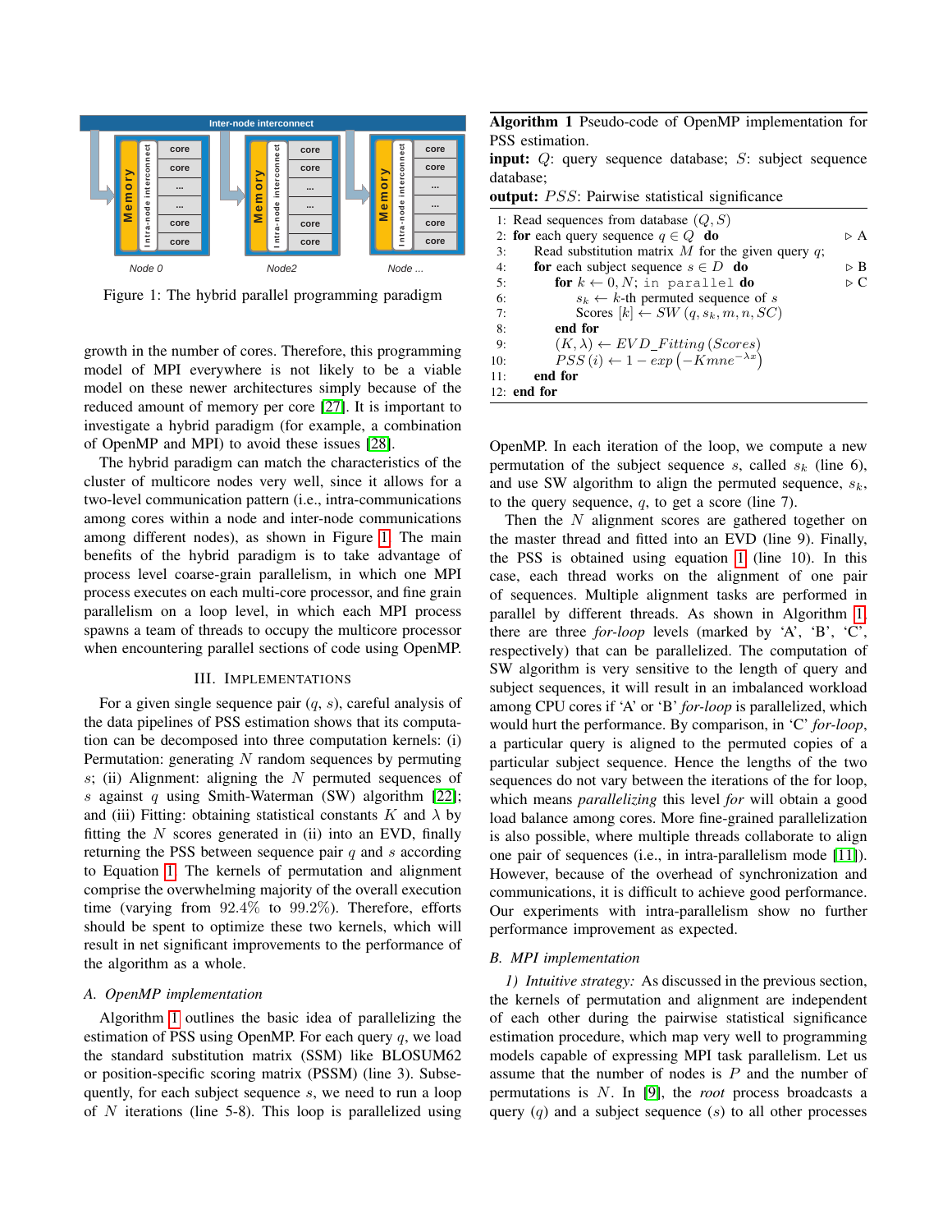Figure 1: The hybrid parallel programming paradigm

growth in the number of cores. Therefore, this programming model of MPI everywhere is not likely to be a viable model on these newer architectures simply because of the reduced amount of memory per core [27]. It is important to investigate a hybrid paradigm (for example, a combination of OpenMP and MPI) to avoid these issues [28].

The hybrid paradigm can match the characteristics of the cluster of multicore nodes very well, since it allows for a two-level communication pattern (i.e., intra-communications among cores within a node and inter-node communications among different nodes), as shown in Figure 1. The main benefits of the hybrid paradigm is to take advantage of process level coarse-grain parallelism, in which one MPI process executes on each multi-core processor, and fine grain parallelism on a loop level, in which each MPI process spawns a team of threads to occupy the multicore processor when encountering parallel sections of code using OpenMP.

## III. Implementations

For a given single sequence pair ($q$, $s$), careful analysis of the data pipelines of PSS estimation shows that its computation can be decomposed into three computation kernels: (i) Permutation: generating $N$ random sequences by permuting $s$; (ii) Alignment: aligning the $N$ permuted sequences of $s$ against $q$ using Smith-Waterman (SW) algorithm [22]; and (iii) Fitting: obtaining statistical constants $K$ and $\lambda$ by fitting the $N$ scores generated in (ii) into an EVD, finally returning the PSS between sequence pair $q$ and $s$ according to Equation 1. The kernels of permutation and alignment comprise the overwhelming majority of the overall execution time (varying from 92.4% to 99.2%). Therefore, efforts should be spent to optimize these two kernels, which will result in net significant improvements to the performance of the algorithm as a whole.

### A. OpenMP implementation

Algorithm 1 outlines the basic idea of parallelizing the estimation of PSS using OpenMP. For each query $q$, we load the standard substitution matrix (SSM) like BLOSUM62 or position-specific scoring matrix (PSSM) (line 3). Subsequently, for each subject sequence $s$, we need to run a loop of $N$ iterations (line 5-8). This loop is parallelized using OpenMP. In each iteration of the loop, we compute a new permutation of the subject sequence $s$, called $s_k$ (line 6), and use SW algorithm to align the permuted sequence, $s_k$, to the query sequence, $q$, to get a score (line 7).

**Algorithm 1** Pseudo-code of OpenMP implementation for PSS estimation.
**input:** $Q$: query sequence database; $S$: subject sequence database;
**output:** $PSS$: Pairwise statistical significance

```
1:  Read sequences from database (Q, S)
2:  for each query sequence q ∈ Q do                         ▷ A
3:      Read substitution matrix M for the given query q;
4:      for each subject sequence s ∈ D do                   ▷ B
5:          for k ← 0, N; in parallel do                     ▷ C
6:              s_k ← k-th permuted sequence of s
7:              Scores[k] ← SW(q, s_k, m, n, SC)
8:          end for
9:          (K, λ) ← EVD_Fitting(Scores)
10:         PSS(i) ← 1 − exp(−Kmne^{−λx})
11:     end for
12: end for
```

Then the $N$ alignment scores are gathered together on the master thread and fitted into an EVD (line 9). Finally, the PSS is obtained using equation 1 (line 10). In this case, each thread works on the alignment of one pair of sequences. Multiple alignment tasks are performed in parallel by different threads. As shown in Algorithm 1, there are three *for-loop* levels (marked by 'A', 'B', 'C', respectively) that can be parallelized. The computation of SW algorithm is very sensitive to the length of query and subject sequences, it will result in an imbalanced workload among CPU cores if 'A' or 'B' *for-loop* is parallelized, which would hurt the performance. By comparison, in 'C' *for-loop*, a particular query is aligned to the permuted copies of a particular subject sequence. Hence the lengths of the two sequences do not vary between the iterations of the for loop, which means *parallelizing* this level *for* will obtain a good load balance among cores. More fine-grained parallelization is also possible, where multiple threads collaborate to align one pair of sequences (i.e., in intra-parallelism mode [11]). However, because of the overhead of synchronization and communications, it is difficult to achieve good performance. Our experiments with intra-parallelism show no further performance improvement as expected.

### B. MPI implementation

*1) Intuitive strategy:* As discussed in the previous section, the kernels of permutation and alignment are independent of each other during the pairwise statistical significance estimation procedure, which map very well to programming models capable of expressing MPI task parallelism. Let us assume that the number of nodes is $P$ and the number of permutations is $N$. In [9], the *root* process broadcasts a query ($q$) and a subject sequence ($s$) to all other processes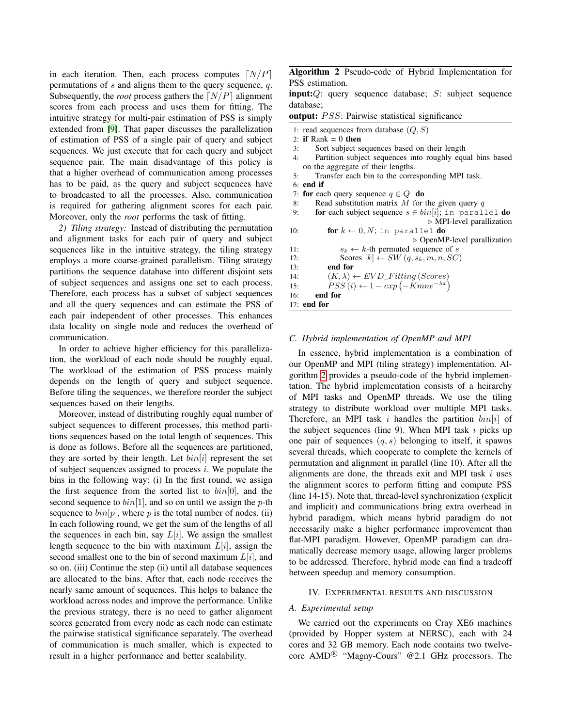in each iteration. Then, each process computes $\lceil N/P \rceil$ permutations of $s$ and aligns them to the query sequence, $q$. Subsequently, the *root* process gathers the $\lceil N/P \rceil$ alignment scores from each process and uses them for fitting. The intuitive strategy for multi-pair estimation of PSS is simply extended from [9]. That paper discusses the parallelization of estimation of PSS of a single pair of query and subject sequences. We just execute that for each query and subject sequence pair. The main disadvantage of this policy is that a higher overhead of communication among processes has to be paid, as the query and subject sequences have to broadcasted to all the processes. Also, communication is required for gathering alignment scores for each pair. Moreover, only the *root* performs the task of fitting.

*2) Tiling strategy:* Instead of distributing the permutation and alignment tasks for each pair of query and subject sequences like in the intuitive strategy, the tiling strategy employs a more coarse-grained parallelism. Tiling strategy partitions the sequence database into different disjoint sets of subject sequences and assigns one set to each process. Therefore, each process has a subset of subject sequences and all the query sequences and can estimate the PSS of each pair independent of other processes. This enhances data locality on single node and reduces the overhead of communication.

In order to achieve higher efficiency for this parallelization, the workload of each node should be roughly equal. The workload of the estimation of PSS process mainly depends on the length of query and subject sequence. Before tiling the sequences, we therefore reorder the subject sequences based on their lengths.

Moreover, instead of distributing roughly equal number of subject sequences to different processes, this method partitions sequences based on the total length of sequences. This is done as follows. Before all the sequences are partitioned, they are sorted by their length. Let $bin[i]$ represent the set of subject sequences assigned to process $i$. We populate the bins in the following way: (i) In the first round, we assign the first sequence from the sorted list to $bin[0]$, and the second sequence to $bin[1]$, and so on until we assign the $p$-th sequence to $bin[p]$, where $p$ is the total number of nodes. (ii) In each following round, we get the sum of the lengths of all the sequences in each bin, say $L[i]$. We assign the smallest length sequence to the bin with maximum $L[i]$, assign the second smallest one to the bin of second maximum $L[i]$, and so on. (iii) Continue the step (ii) until all database sequences are allocated to the bins. After that, each node receives the nearly same amount of sequences. This helps to balance the workload across nodes and improve the performance. Unlike the previous strategy, there is no need to gather alignment scores generated from every node as each node can estimate the pairwise statistical significance separately. The overhead of communication is much smaller, which is expected to result in a higher performance and better scalability.

**Algorithm 2** Pseudo-code of Hybrid Implementation for PSS estimation.

**input:** $Q$: query sequence database; $S$: subject sequence database;

**output:** $PSS$: Pairwise statistical significance

```
1: read sequences from database (Q, S)
2: if Rank = 0 then
3:     Sort subject sequences based on their length
4:     Partition subject sequences into roughly equal bins based
       on the aggregate of their lengths.
5:     Transfer each bin to the corresponding MPI task.
6: end if
7: for each query sequence q ∈ Q do
8:     Read substitution matrix M for the given query q
9:     for each subject sequence s ∈ bin[i]; in parallel do
                                          ▷ MPI-level parallization
10:        for k ← 0, N; in parallel do
                                          ▷ OpenMP-level parallization
11:            s_k ← k-th permuted sequence of s
12:            Scores[k] ← SW(q, s_k, m, n, SC)
13:        end for
14:        (K, λ) ← EVD_Fitting(Scores)
15:        PSS(i) ← 1 − exp(−Kmne^{−λx})
16:    end for
17: end for
```

### C. Hybrid implementation of OpenMP and MPI

In essence, hybrid implementation is a combination of our OpenMP and MPI (tiling strategy) implementation. Algorithm 2 provides a pseudo-code of the hybrid implementation. The hybrid implementation consists of a heirarchy of MPI tasks and OpenMP threads. We use the tiling strategy to distribute workload over multiple MPI tasks. Therefore, an MPI task $i$ handles the partition $bin[i]$ of the subject sequences (line 9). When MPI task $i$ picks up one pair of sequences $(q, s)$ belonging to itself, it spawns several threads, which cooperate to complete the kernels of permutation and alignment in parallel (line 10). After all the alignments are done, the threads exit and MPI task $i$ uses the alignment scores to perform fitting and compute PSS (line 14-15). Note that, thread-level synchronization (explicit and implicit) and communications bring extra overhead in hybrid paradigm, which means hybrid paradigm do not necessarily make a higher performance improvement than flat-MPI paradigm. However, OpenMP paradigm can dramatically decrease memory usage, allowing larger problems to be addressed. Therefore, hybrid mode can find a tradeoff between speedup and memory consumption.

## IV. Experimental results and discussion

### A. Experimental setup

We carried out the experiments on Cray XE6 machines (provided by Hopper system at NERSC), each with 24 cores and 32 GB memory. Each node contains two twelve-core AMD® "Magny-Cours" @2.1 GHz processors. The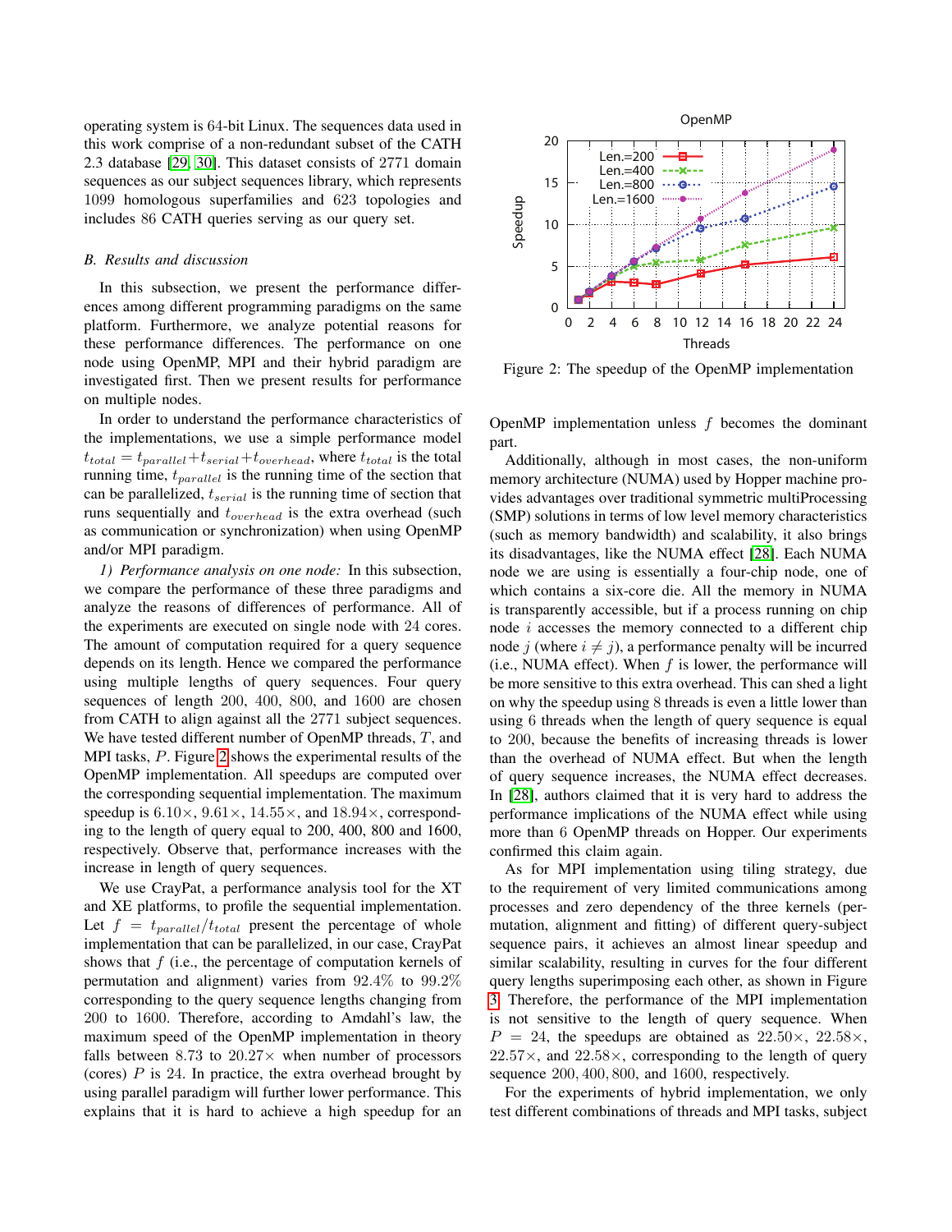operating system is 64-bit Linux. The sequences data used in this work comprise of a non-redundant subset of the CATH 2.3 database [29], [30]. This dataset consists of 2771 domain sequences as our subject sequences library, which represents 1099 homologous superfamilies and 623 topologies and includes 86 CATH queries serving as our query set.

### B. Results and discussion

In this subsection, we present the performance differences among different programming paradigms on the same platform. Furthermore, we analyze potential reasons for these performance differences. The performance on one node using OpenMP, MPI and their hybrid paradigm are investigated first. Then we present results for performance on multiple nodes.

In order to understand the performance characteristics of the implementations, we use a simple performance model $t_{total} = t_{parallel} + t_{serial} + t_{overhead}$, where $t_{total}$ is the total running time, $t_{parallel}$ is the running time of the section that can be parallelized, $t_{serial}$ is the running time of section that runs sequentially and $t_{overhead}$ is the extra overhead (such as communication or synchronization) when using OpenMP and/or MPI paradigm.

*1) Performance analysis on one node:* In this subsection, we compare the performance of these three paradigms and analyze the reasons of differences of performance. All of the experiments are executed on single node with 24 cores. The amount of computation required for a query sequence depends on its length. Hence we compared the performance using multiple lengths of query sequences. Four query sequences of length 200, 400, 800, and 1600 are chosen from CATH to align against all the 2771 subject sequences. We have tested different number of OpenMP threads, $T$, and MPI tasks, $P$. Figure 2 shows the experimental results of the OpenMP implementation. All speedups are computed over the corresponding sequential implementation. The maximum speedup is $6.10\times$, $9.61\times$, $14.55\times$, and $18.94\times$, corresponding to the length of query equal to 200, 400, 800 and 1600, respectively. Observe that, performance increases with the increase in length of query sequences.

We use CrayPat, a performance analysis tool for the XT and XE platforms, to profile the sequential implementation. Let $f = t_{parallel}/t_{total}$ present the percentage of whole implementation that can be parallelized, in our case, CrayPat shows that $f$ (i.e., the percentage of computation kernels of permutation and alignment) varies from 92.4% to 99.2% corresponding to the query sequence lengths changing from 200 to 1600. Therefore, according to Amdahl's law, the maximum speed of the OpenMP implementation in theory falls between 8.73 to $20.27\times$ when number of processors (cores) $P$ is 24. In practice, the extra overhead brought by using parallel paradigm will further lower performance. This explains that it is hard to achieve a high speedup for an OpenMP implementation unless $f$ becomes the dominant part.

Figure 2: The speedup of the OpenMP implementation

Additionally, although in most cases, the non-uniform memory architecture (NUMA) used by Hopper machine provides advantages over traditional symmetric multiProcessing (SMP) solutions in terms of low level memory characteristics (such as memory bandwidth) and scalability, it also brings its disadvantages, like the NUMA effect [28]. Each NUMA node we are using is essentially a four-chip node, one of which contains a six-core die. All the memory in NUMA is transparently accessible, but if a process running on chip node $i$ accesses the memory connected to a different chip node $j$ (where $i \neq j$), a performance penalty will be incurred (i.e., NUMA effect). When $f$ is lower, the performance will be more sensitive to this extra overhead. This can shed a light on why the speedup using 8 threads is even a little lower than using 6 threads when the length of query sequence is equal to 200, because the benefits of increasing threads is lower than the overhead of NUMA effect. But when the length of query sequence increases, the NUMA effect decreases. In [28], authors claimed that it is very hard to address the performance implications of the NUMA effect while using more than 6 OpenMP threads on Hopper. Our experiments confirmed this claim again.

As for MPI implementation using tiling strategy, due to the requirement of very limited communications among processes and zero dependency of the three kernels (permutation, alignment and fitting) of different query-subject sequence pairs, it achieves an almost linear speedup and similar scalability, resulting in curves for the four different query lengths superimposing each other, as shown in Figure 3. Therefore, the performance of the MPI implementation is not sensitive to the length of query sequence. When $P = 24$, the speedups are obtained as $22.50\times$, $22.58\times$, $22.57\times$, and $22.58\times$, corresponding to the length of query sequence 200, 400, 800, and 1600, respectively.

For the experiments of hybrid implementation, we only test different combinations of threads and MPI tasks, subject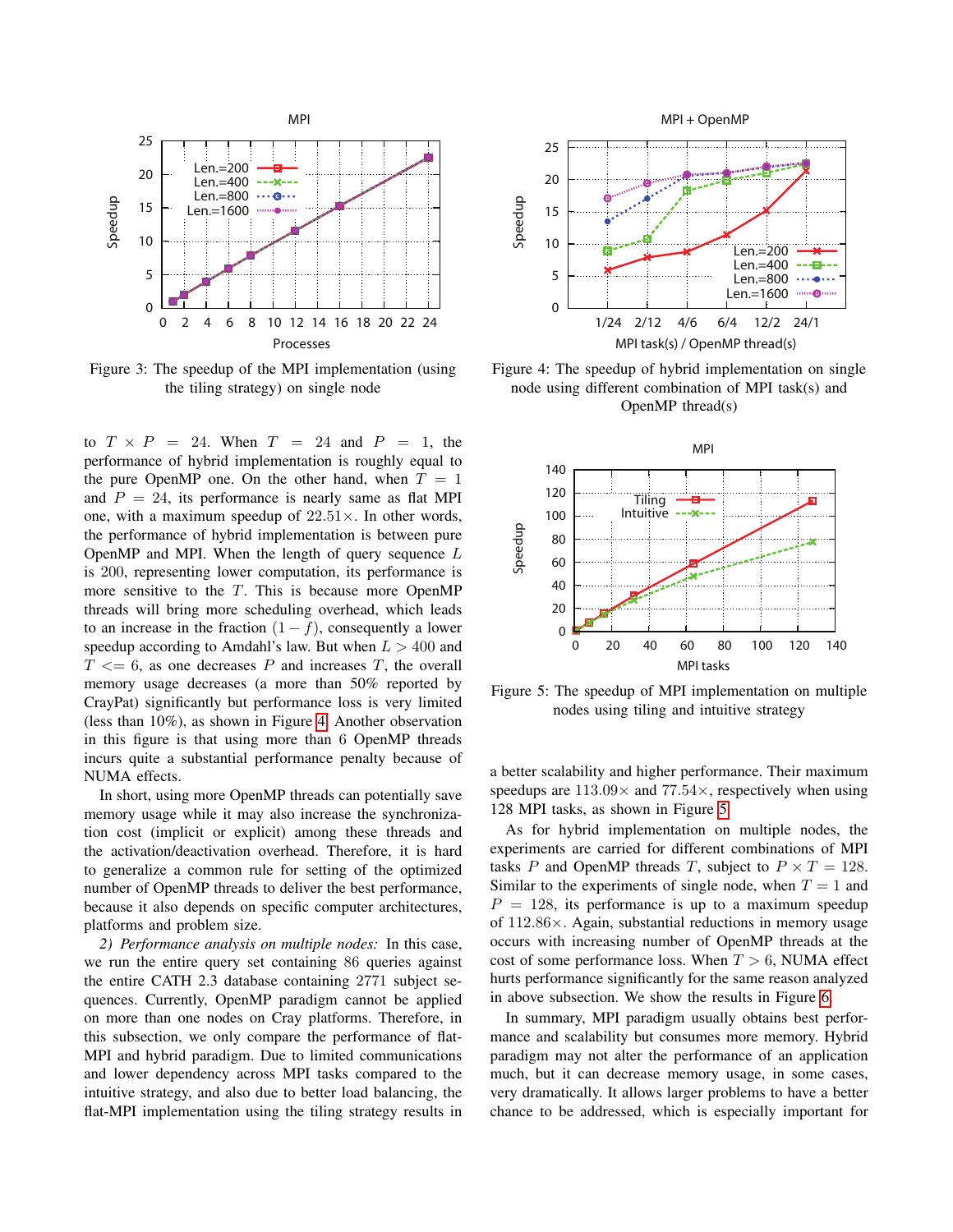Figure 3: The speedup of the MPI implementation (using the tiling strategy) on single node

Figure 4: The speedup of hybrid implementation on single node using different combination of MPI task(s) and OpenMP thread(s)

Figure 5: The speedup of MPI implementation on multiple nodes using tiling and intuitive strategy

to $T \times P = 24$. When $T = 24$ and $P = 1$, the performance of hybrid implementation is roughly equal to the pure OpenMP one. On the other hand, when $T = 1$ and $P = 24$, its performance is nearly same as flat MPI one, with a maximum speedup of $22.51\times$. In other words, the performance of hybrid implementation is between pure OpenMP and MPI. When the length of query sequence $L$ is 200, representing lower computation, its performance is more sensitive to the $T$. This is because more OpenMP threads will bring more scheduling overhead, which leads to an increase in the fraction $(1 - f)$, consequently a lower speedup according to Amdahl's law. But when $L > 400$ and $T <= 6$, as one decreases $P$ and increases $T$, the overall memory usage decreases (a more than 50% reported by CrayPat) significantly but performance loss is very limited (less than 10%), as shown in Figure 4. Another observation in this figure is that using more than 6 OpenMP threads incurs quite a substantial performance penalty because of NUMA effects.

In short, using more OpenMP threads can potentially save memory usage while it may also increase the synchronization cost (implicit or explicit) among these threads and the activation/deactivation overhead. Therefore, it is hard to generalize a common rule for setting of the optimized number of OpenMP threads to deliver the best performance, because it also depends on specific computer architectures, platforms and problem size.

*2) Performance analysis on multiple nodes:* In this case, we run the entire query set containing 86 queries against the entire CATH 2.3 database containing 2771 subject sequences. Currently, OpenMP paradigm cannot be applied on more than one nodes on Cray platforms. Therefore, in this subsection, we only compare the performance of flat-MPI and hybrid paradigm. Due to limited communications and lower dependency across MPI tasks compared to the intuitive strategy, and also due to better load balancing, the flat-MPI implementation using the tiling strategy results in a better scalability and higher performance. Their maximum speedups are $113.09\times$ and $77.54\times$, respectively when using 128 MPI tasks, as shown in Figure 5.

As for hybrid implementation on multiple nodes, the experiments are carried for different combinations of MPI tasks $P$ and OpenMP threads $T$, subject to $P \times T = 128$. Similar to the experiments of single node, when $T = 1$ and $P = 128$, its performance is up to a maximum speedup of $112.86\times$. Again, substantial reductions in memory usage occurs with increasing number of OpenMP threads at the cost of some performance loss. When $T > 6$, NUMA effect hurts performance significantly for the same reason analyzed in above subsection. We show the results in Figure 6.

In summary, MPI paradigm usually obtains best performance and scalability but consumes more memory. Hybrid paradigm may not alter the performance of an application much, but it can decrease memory usage, in some cases, very dramatically. It allows larger problems to have a better chance to be addressed, which is especially important for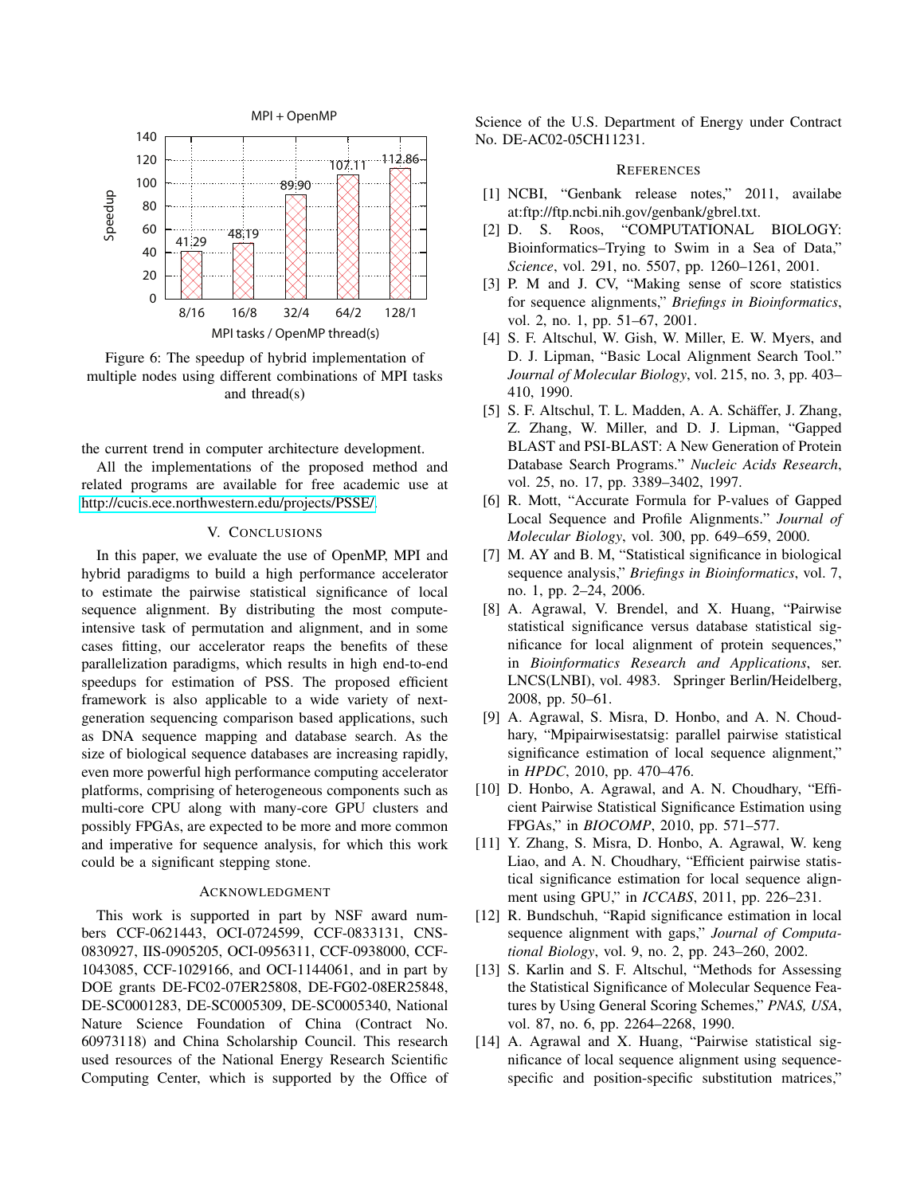Figure 6: The speedup of hybrid implementation of multiple nodes using different combinations of MPI tasks and thread(s)

the current trend in computer architecture development.

All the implementations of the proposed method and related programs are available for free academic use at http://cucis.ece.northwestern.edu/projects/PSSE/.

## V. Conclusions

In this paper, we evaluate the use of OpenMP, MPI and hybrid paradigms to build a high performance accelerator to estimate the pairwise statistical significance of local sequence alignment. By distributing the most compute-intensive task of permutation and alignment, and in some cases fitting, our accelerator reaps the benefits of these parallelization paradigms, which results in high end-to-end speedups for estimation of PSS. The proposed efficient framework is also applicable to a wide variety of next-generation sequencing comparison based applications, such as DNA sequence mapping and database search. As the size of biological sequence databases are increasing rapidly, even more powerful high performance computing accelerator platforms, comprising of heterogeneous components such as multi-core CPU along with many-core GPU clusters and possibly FPGAs, are expected to be more and more common and imperative for sequence analysis, for which this work could be a significant stepping stone.

## Acknowledgment

This work is supported in part by NSF award numbers CCF-0621443, OCI-0724599, CCF-0833131, CNS-0830927, IIS-0905205, OCI-0956311, CCF-0938000, CCF-1043085, CCF-1029166, and OCI-1144061, and in part by DOE grants DE-FC02-07ER25808, DE-FG02-08ER25848, DE-SC0001283, DE-SC0005309, DE-SC0005340, National Nature Science Foundation of China (Contract No. 60973118) and China Scholarship Council. This research used resources of the National Energy Research Scientific Computing Center, which is supported by the Office of Science of the U.S. Department of Energy under Contract No. DE-AC02-05CH11231.

## References

[1] NCBI, "Genbank release notes," 2011, availabe at:ftp://ftp.ncbi.nih.gov/genbank/gbrel.txt.

[2] D. S. Roos, "COMPUTATIONAL BIOLOGY: Bioinformatics–Trying to Swim in a Sea of Data," *Science*, vol. 291, no. 5507, pp. 1260–1261, 2001.

[3] P. M and J. CV, "Making sense of score statistics for sequence alignments," *Briefings in Bioinformatics*, vol. 2, no. 1, pp. 51–67, 2001.

[4] S. F. Altschul, W. Gish, W. Miller, E. W. Myers, and D. J. Lipman, "Basic Local Alignment Search Tool." *Journal of Molecular Biology*, vol. 215, no. 3, pp. 403–410, 1990.

[5] S. F. Altschul, T. L. Madden, A. A. Schäffer, J. Zhang, Z. Zhang, W. Miller, and D. J. Lipman, "Gapped BLAST and PSI-BLAST: A New Generation of Protein Database Search Programs." *Nucleic Acids Research*, vol. 25, no. 17, pp. 3389–3402, 1997.

[6] R. Mott, "Accurate Formula for P-values of Gapped Local Sequence and Profile Alignments." *Journal of Molecular Biology*, vol. 300, pp. 649–659, 2000.

[7] M. AY and B. M, "Statistical significance in biological sequence analysis," *Briefings in Bioinformatics*, vol. 7, no. 1, pp. 2–24, 2006.

[8] A. Agrawal, V. Brendel, and X. Huang, "Pairwise statistical significance versus database statistical significance for local alignment of protein sequences," in *Bioinformatics Research and Applications*, ser. LNCS(LNBI), vol. 4983. Springer Berlin/Heidelberg, 2008, pp. 50–61.

[9] A. Agrawal, S. Misra, D. Honbo, and A. N. Choudhary, "Mpipairwisestatsig: parallel pairwise statistical significance estimation of local sequence alignment," in *HPDC*, 2010, pp. 470–476.

[10] D. Honbo, A. Agrawal, and A. N. Choudhary, "Efficient Pairwise Statistical Significance Estimation using FPGAs," in *BIOCOMP*, 2010, pp. 571–577.

[11] Y. Zhang, S. Misra, D. Honbo, A. Agrawal, W. keng Liao, and A. N. Choudhary, "Efficient pairwise statistical significance estimation for local sequence alignment using GPU," in *ICCABS*, 2011, pp. 226–231.

[12] R. Bundschuh, "Rapid significance estimation in local sequence alignment with gaps," *Journal of Computational Biology*, vol. 9, no. 2, pp. 243–260, 2002.

[13] S. Karlin and S. F. Altschul, "Methods for Assessing the Statistical Significance of Molecular Sequence Features by Using General Scoring Schemes," *PNAS, USA*, vol. 87, no. 6, pp. 2264–2268, 1990.

[14] A. Agrawal and X. Huang, "Pairwise statistical significance of local sequence alignment using sequence-specific and position-specific substitution matrices,"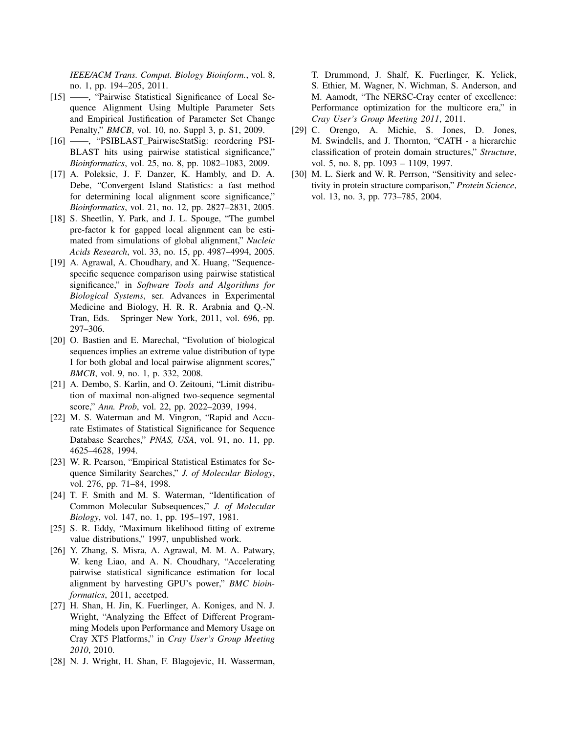*IEEE/ACM Trans. Comput. Biology Bioinform.*, vol. 8, no. 1, pp. 194–205, 2011.

[15] ——, "Pairwise Statistical Significance of Local Sequence Alignment Using Multiple Parameter Sets and Empirical Justification of Parameter Set Change Penalty," *BMCB*, vol. 10, no. Suppl 3, p. S1, 2009.

[16] ——, "PSIBLAST_PairwiseStatSig: reordering PSI-BLAST hits using pairwise statistical significance," *Bioinformatics*, vol. 25, no. 8, pp. 1082–1083, 2009.

[17] A. Poleksic, J. F. Danzer, K. Hambly, and D. A. Debe, "Convergent Island Statistics: a fast method for determining local alignment score significance," *Bioinformatics*, vol. 21, no. 12, pp. 2827–2831, 2005.

[18] S. Sheetlin, Y. Park, and J. L. Spouge, "The gumbel pre-factor k for gapped local alignment can be estimated from simulations of global alignment," *Nucleic Acids Research*, vol. 33, no. 15, pp. 4987–4994, 2005.

[19] A. Agrawal, A. Choudhary, and X. Huang, "Sequence-specific sequence comparison using pairwise statistical significance," in *Software Tools and Algorithms for Biological Systems*, ser. Advances in Experimental Medicine and Biology, H. R. R. Arabnia and Q.-N. Tran, Eds. Springer New York, 2011, vol. 696, pp. 297–306.

[20] O. Bastien and E. Marechal, "Evolution of biological sequences implies an extreme value distribution of type I for both global and local pairwise alignment scores," *BMCB*, vol. 9, no. 1, p. 332, 2008.

[21] A. Dembo, S. Karlin, and O. Zeitouni, "Limit distribution of maximal non-aligned two-sequence segmental score," *Ann. Prob*, vol. 22, pp. 2022–2039, 1994.

[22] M. S. Waterman and M. Vingron, "Rapid and Accurate Estimates of Statistical Significance for Sequence Database Searches," *PNAS, USA*, vol. 91, no. 11, pp. 4625–4628, 1994.

[23] W. R. Pearson, "Empirical Statistical Estimates for Sequence Similarity Searches," *J. of Molecular Biology*, vol. 276, pp. 71–84, 1998.

[24] T. F. Smith and M. S. Waterman, "Identification of Common Molecular Subsequences," *J. of Molecular Biology*, vol. 147, no. 1, pp. 195–197, 1981.

[25] S. R. Eddy, "Maximum likelihood fitting of extreme value distributions," 1997, unpublished work.

[26] Y. Zhang, S. Misra, A. Agrawal, M. M. A. Patwary, W. keng Liao, and A. N. Choudhary, "Accelerating pairwise statistical significance estimation for local alignment by harvesting GPU's power," *BMC bioinformatics*, 2011, accetped.

[27] H. Shan, H. Jin, K. Fuerlinger, A. Koniges, and N. J. Wright, "Analyzing the Effect of Different Programming Models upon Performance and Memory Usage on Cray XT5 Platforms," in *Cray User's Group Meeting 2010*, 2010.

[28] N. J. Wright, H. Shan, F. Blagojevic, H. Wasserman, T. Drummond, J. Shalf, K. Fuerlinger, K. Yelick, S. Ethier, M. Wagner, N. Wichman, S. Anderson, and M. Aamodt, "The NERSC-Cray center of excellence: Performance optimization for the multicore era," in *Cray User's Group Meeting 2011*, 2011.

[29] C. Orengo, A. Michie, S. Jones, D. Jones, M. Swindells, and J. Thornton, "CATH - a hierarchic classification of protein domain structures," *Structure*, vol. 5, no. 8, pp. 1093 – 1109, 1997.

[30] M. L. Sierk and W. R. Perrson, "Sensitivity and selectivity in protein structure comparison," *Protein Science*, vol. 13, no. 3, pp. 773–785, 2004.